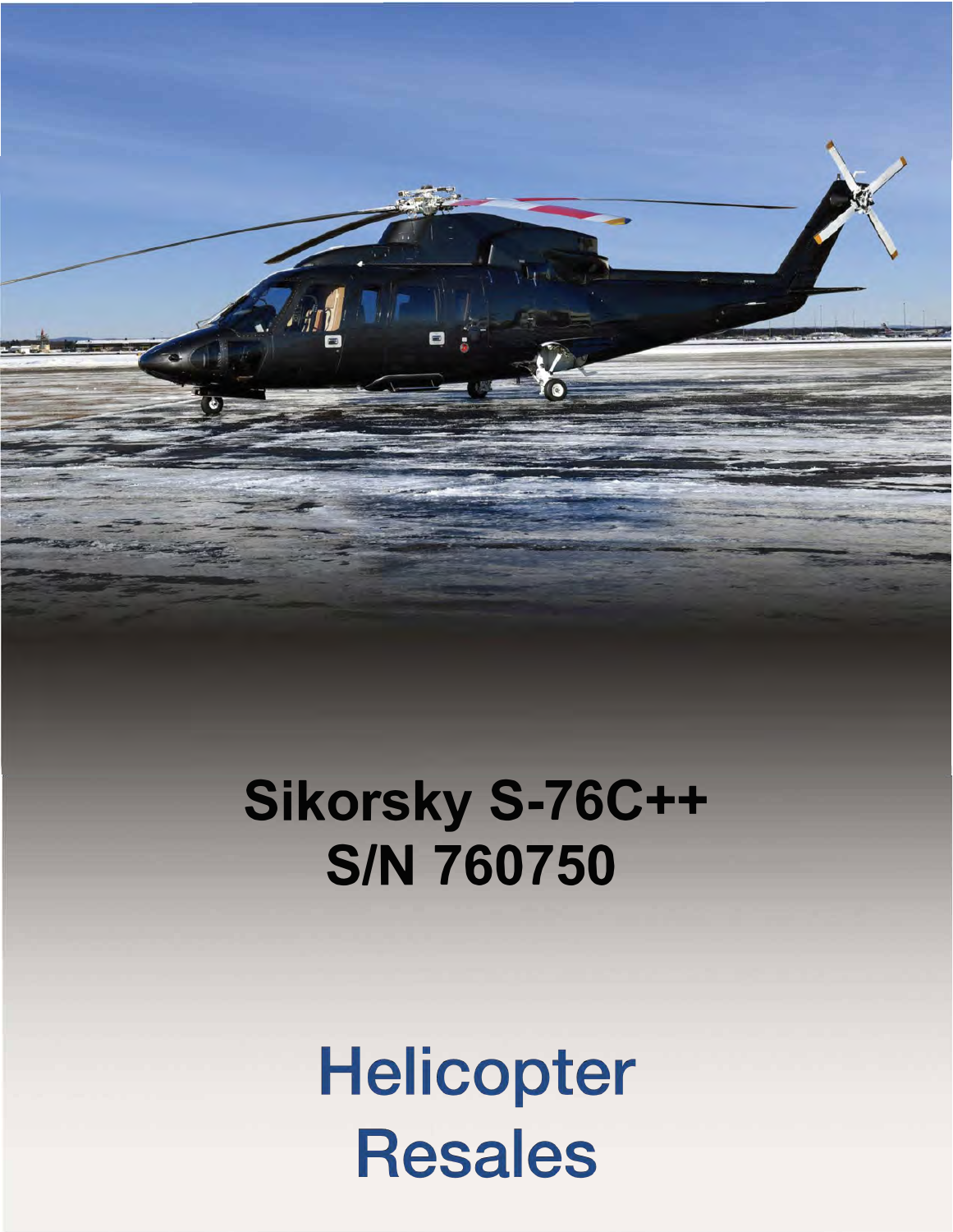# Sikorsky S-76C++
# S/N 760750

## Helicopter Resales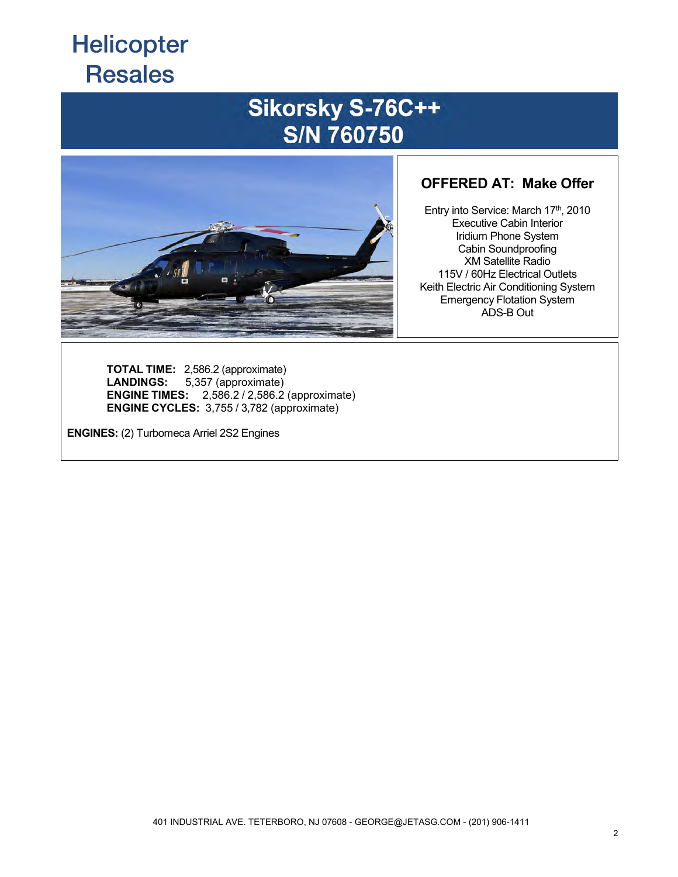# Helicopter Resales

## Sikorsky S-76C++
## S/N 760750

### OFFERED AT: Make Offer

Entry into Service: March 17th, 2010
Executive Cabin Interior
Iridium Phone System
Cabin Soundproofing
XM Satellite Radio
115V / 60Hz Electrical Outlets
Keith Electric Air Conditioning System
Emergency Flotation System
ADS-B Out

**TOTAL TIME:** 2,586.2 (approximate)
**LANDINGS:** 5,357 (approximate)
**ENGINE TIMES:** 2,586.2 / 2,586.2 (approximate)
**ENGINE CYCLES:** 3,755 / 3,782 (approximate)

**ENGINES:** (2) Turbomeca Arriel 2S2 Engines

401 INDUSTRIAL AVE. TETERBORO, NJ 07608 - GEORGE@JETASG.COM - (201) 906-1411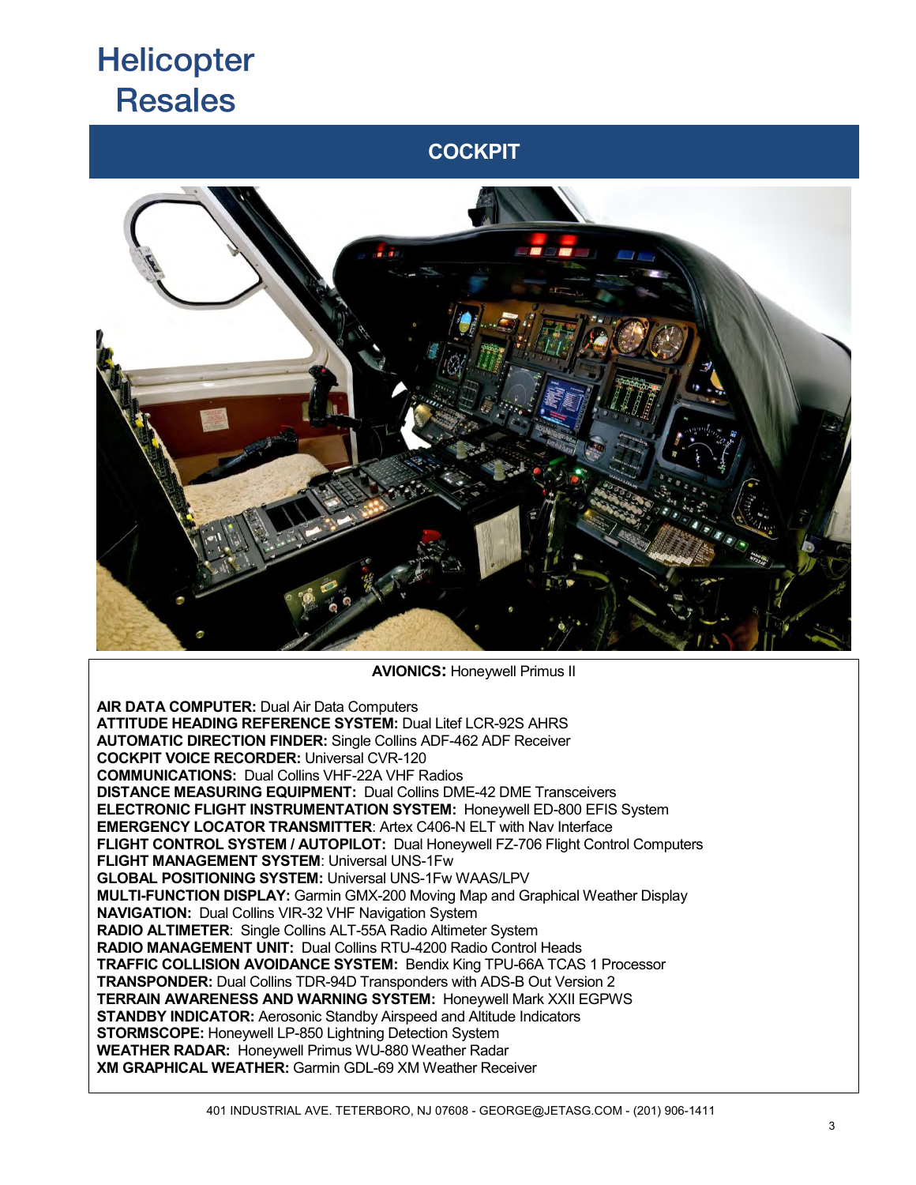# Helicopter Resales

## COCKPIT

**AVIONICS:** Honeywell Primus II

**AIR DATA COMPUTER:** Dual Air Data Computers
**ATTITUDE HEADING REFERENCE SYSTEM:** Dual Litef LCR-92S AHRS
**AUTOMATIC DIRECTION FINDER:** Single Collins ADF-462 ADF Receiver
**COCKPIT VOICE RECORDER:** Universal CVR-120
**COMMUNICATIONS:** Dual Collins VHF-22A VHF Radios
**DISTANCE MEASURING EQUIPMENT:** Dual Collins DME-42 DME Transceivers
**ELECTRONIC FLIGHT INSTRUMENTATION SYSTEM:** Honeywell ED-800 EFIS System
**EMERGENCY LOCATOR TRANSMITTER**: Artex C406-N ELT with Nav Interface
**FLIGHT CONTROL SYSTEM / AUTOPILOT:** Dual Honeywell FZ-706 Flight Control Computers
**FLIGHT MANAGEMENT SYSTEM**: Universal UNS-1Fw
**GLOBAL POSITIONING SYSTEM:** Universal UNS-1Fw WAAS/LPV
**MULTI-FUNCTION DISPLAY:** Garmin GMX-200 Moving Map and Graphical Weather Display
**NAVIGATION:** Dual Collins VIR-32 VHF Navigation System
**RADIO ALTIMETER**: Single Collins ALT-55A Radio Altimeter System
**RADIO MANAGEMENT UNIT:** Dual Collins RTU-4200 Radio Control Heads
**TRAFFIC COLLISION AVOIDANCE SYSTEM:** Bendix King TPU-66A TCAS 1 Processor
**TRANSPONDER:** Dual Collins TDR-94D Transponders with ADS-B Out Version 2
**TERRAIN AWARENESS AND WARNING SYSTEM:** Honeywell Mark XXII EGPWS
**STANDBY INDICATOR:** Aerosonic Standby Airspeed and Altitude Indicators
**STORMSCOPE:** Honeywell LP-850 Lightning Detection System
**WEATHER RADAR:** Honeywell Primus WU-880 Weather Radar
**XM GRAPHICAL WEATHER:** Garmin GDL-69 XM Weather Receiver

401 INDUSTRIAL AVE. TETERBORO, NJ 07608 - GEORGE@JETASG.COM - (201) 906-1411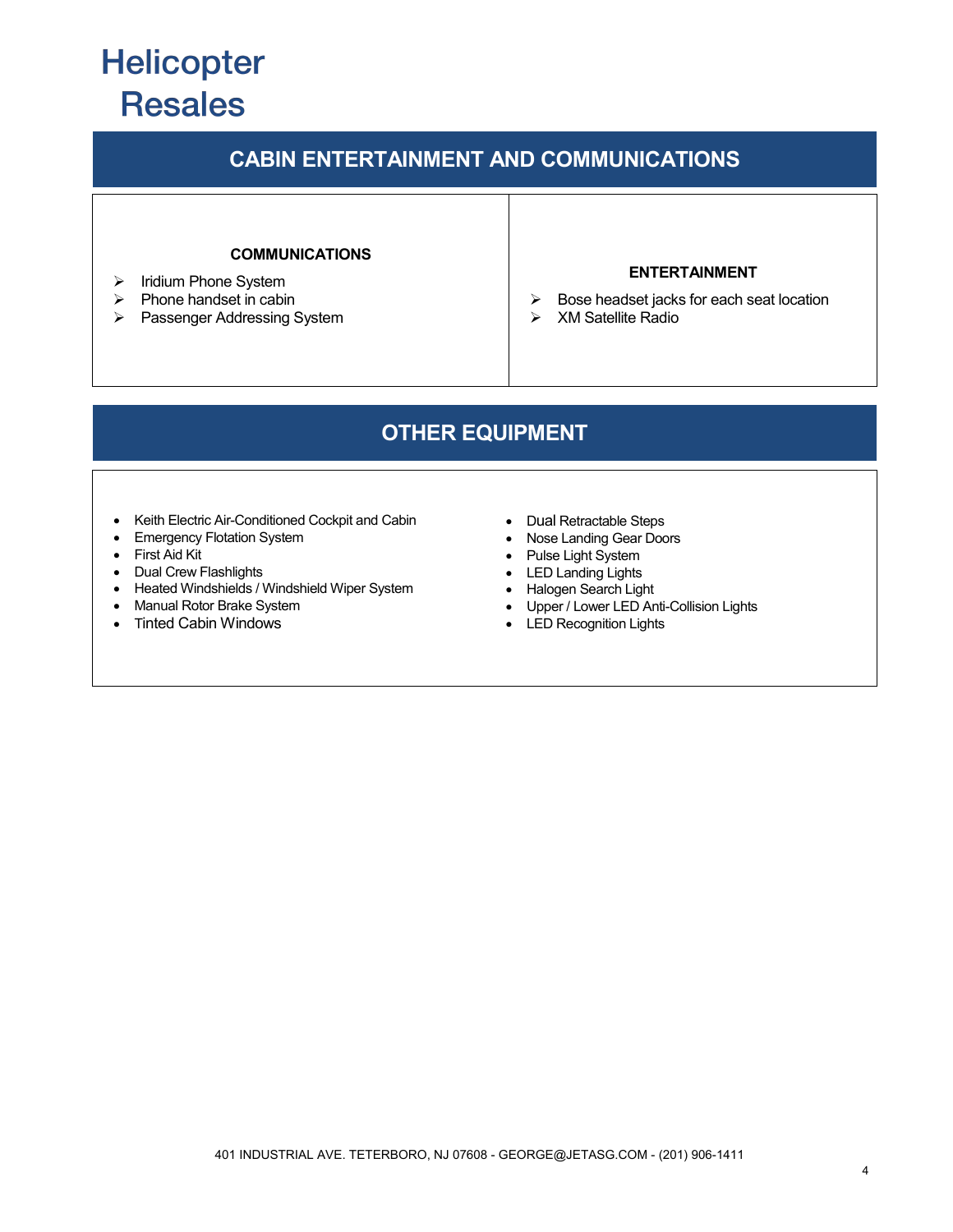# Helicopter Resales

## CABIN ENTERTAINMENT AND COMMUNICATIONS

### COMMUNICATIONS

- Iridium Phone System
- Phone handset in cabin
- Passenger Addressing System

### ENTERTAINMENT

- Bose headset jacks for each seat location
- XM Satellite Radio

## OTHER EQUIPMENT

- Keith Electric Air-Conditioned Cockpit and Cabin
- Emergency Flotation System
- First Aid Kit
- Dual Crew Flashlights
- Heated Windshields / Windshield Wiper System
- Manual Rotor Brake System
- Tinted Cabin Windows
- Dual Retractable Steps
- Nose Landing Gear Doors
- Pulse Light System
- LED Landing Lights
- Halogen Search Light
- Upper / Lower LED Anti-Collision Lights
- LED Recognition Lights

401 INDUSTRIAL AVE. TETERBORO, NJ 07608 - GEORGE@JETASG.COM - (201) 906-1411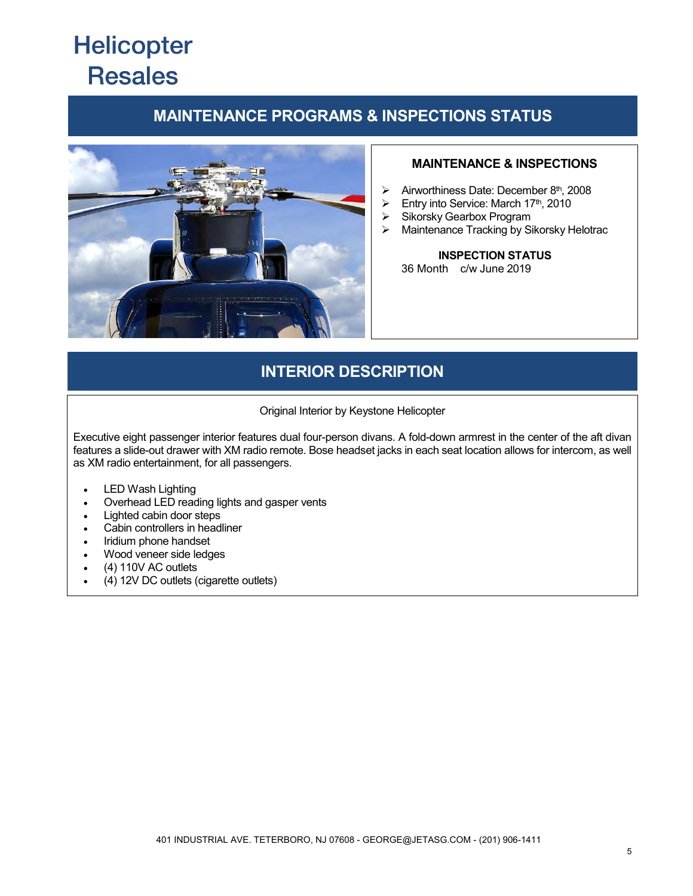# Helicopter Resales

## MAINTENANCE PROGRAMS & INSPECTIONS STATUS

### MAINTENANCE & INSPECTIONS

- Airworthiness Date: December 8th, 2008
- Entry into Service: March 17th, 2010
- Sikorsky Gearbox Program
- Maintenance Tracking by Sikorsky Helotrac

**INSPECTION STATUS**

36 Month c/w June 2019

## INTERIOR DESCRIPTION

Original Interior by Keystone Helicopter

Executive eight passenger interior features dual four-person divans. A fold-down armrest in the center of the aft divan features a slide-out drawer with XM radio remote. Bose headset jacks in each seat location allows for intercom, as well as XM radio entertainment, for all passengers.

- LED Wash Lighting
- Overhead LED reading lights and gasper vents
- Lighted cabin door steps
- Cabin controllers in headliner
- Iridium phone handset
- Wood veneer side ledges
- (4) 110V AC outlets
- (4) 12V DC outlets (cigarette outlets)

401 INDUSTRIAL AVE. TETERBORO, NJ 07608 - GEORGE@JETASG.COM - (201) 906-1411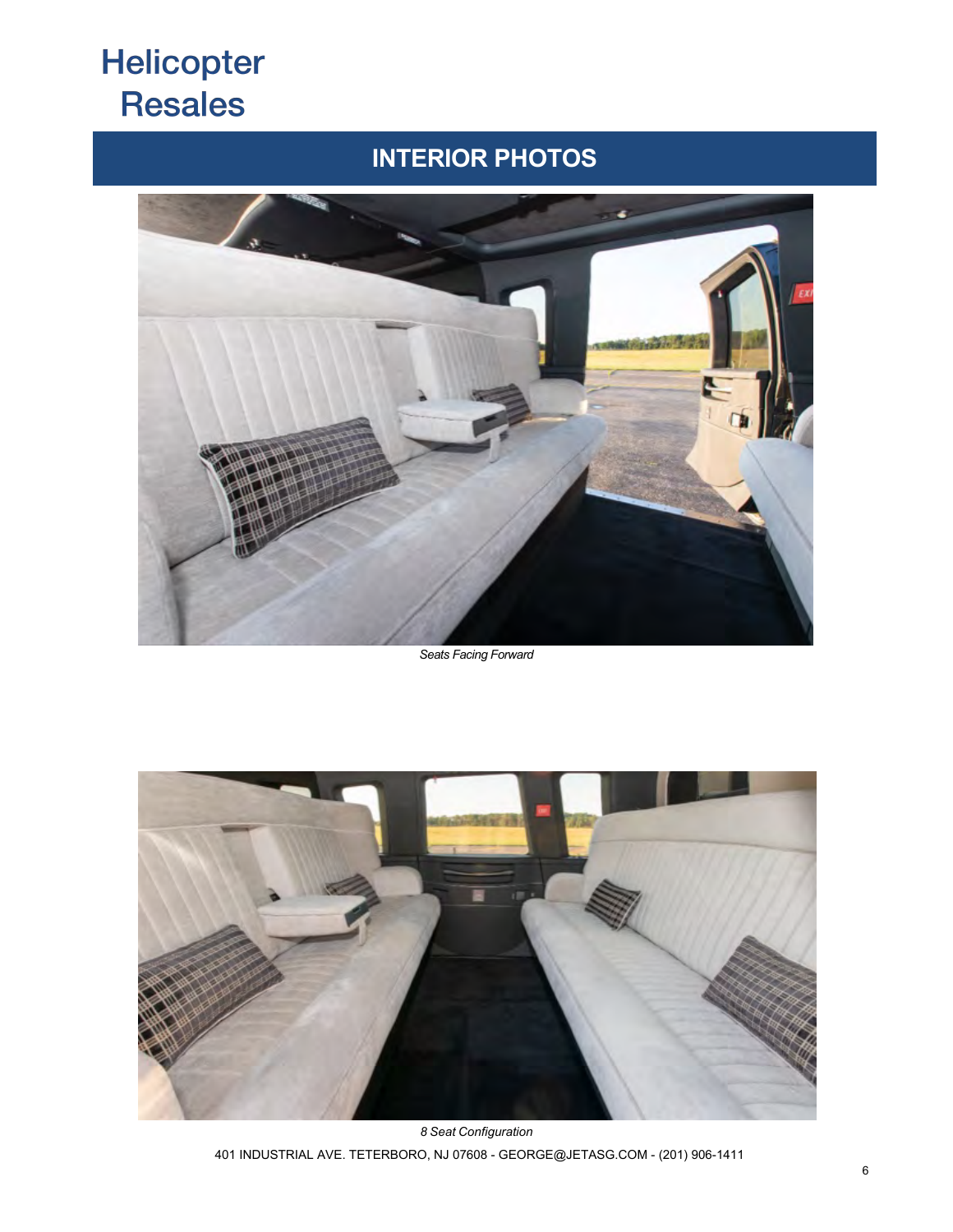# Helicopter Resales

## INTERIOR PHOTOS

*Seats Facing Forward*

*8 Seat Configuration*

401 INDUSTRIAL AVE. TETERBORO, NJ 07608 - GEORGE@JETASG.COM - (201) 906-1411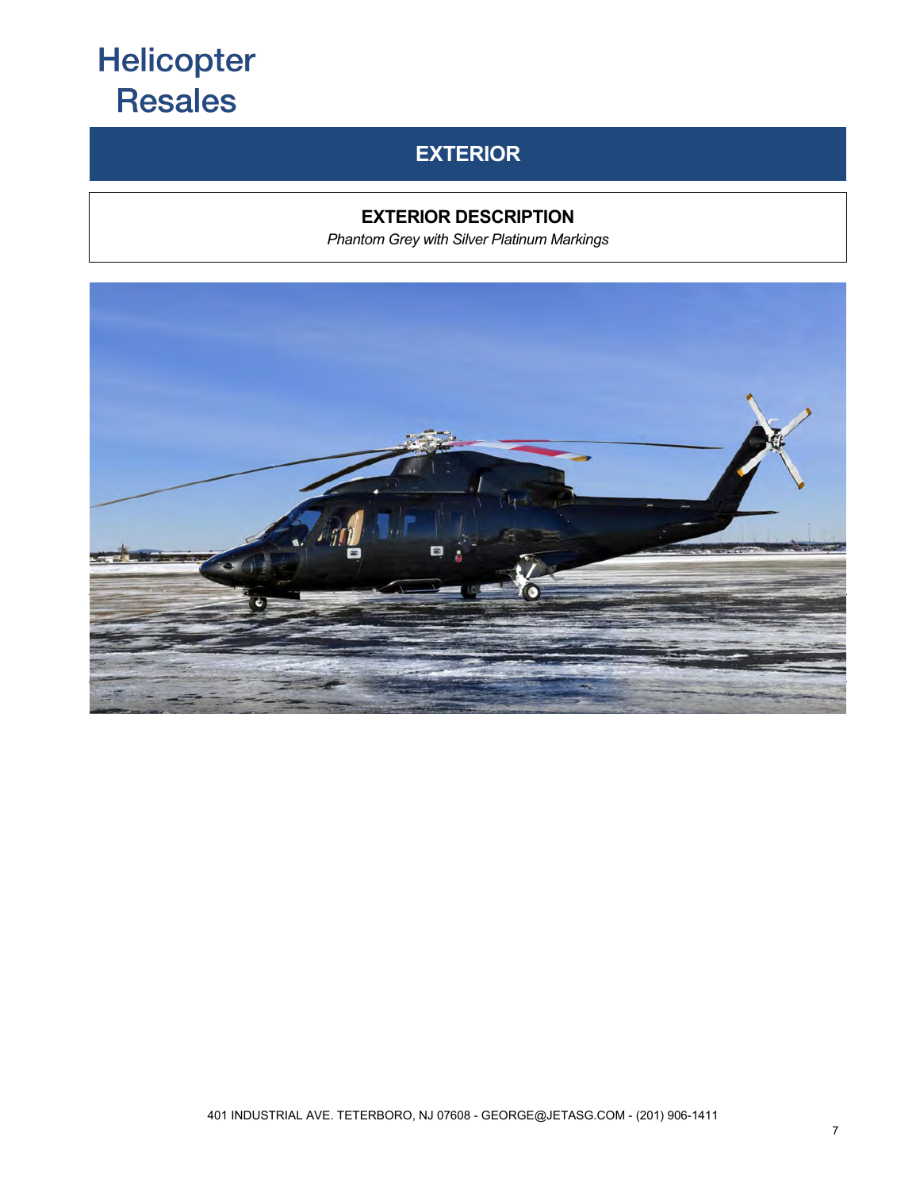# Helicopter Resales

## EXTERIOR

### EXTERIOR DESCRIPTION

*Phantom Grey with Silver Platinum Markings*

401 INDUSTRIAL AVE. TETERBORO, NJ 07608 - GEORGE@JETASG.COM - (201) 906-1411